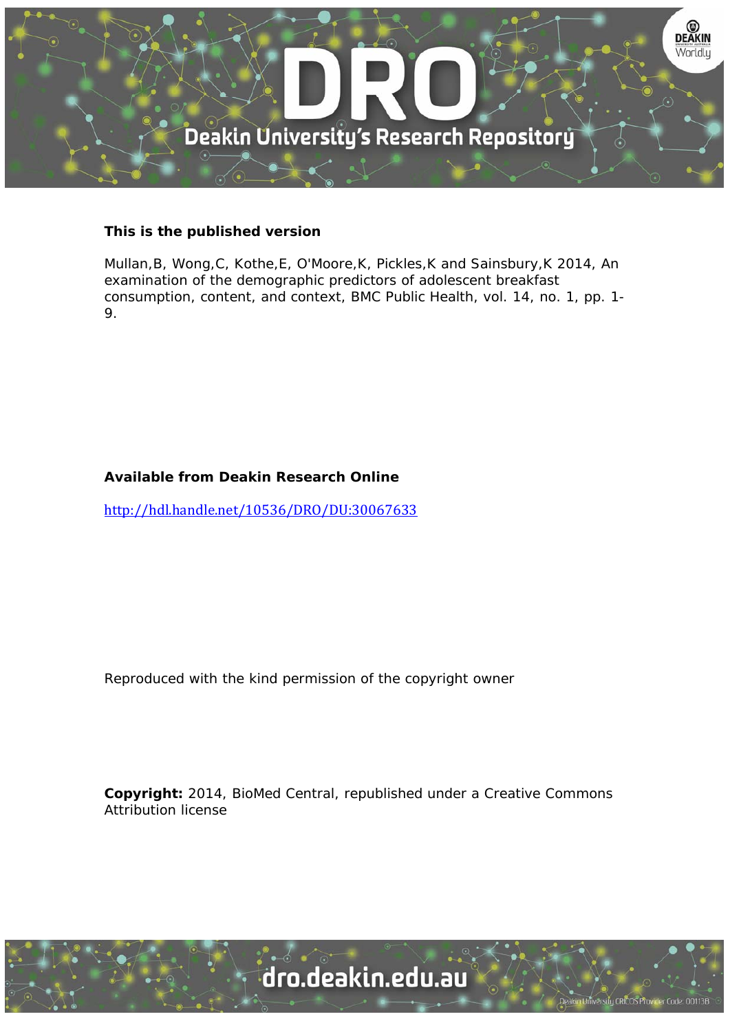**This is the published version**

Mullan,B, Wong,C, Kothe,E, O'Moore,K, Pickles,K and Sainsbury,K 2014, An examination of the demographic predictors of adolescent breakfast consumption, content, and context, BMC Public Health, vol. 14, no. 1, pp. 1-9.

**Available from Deakin Research Online**

http://hdl.handle.net/10536/DRO/DU:30067633

Reproduced with the kind permission of the copyright owner

**Copyright:** 2014, BioMed Central, republished under a Creative Commons Attribution license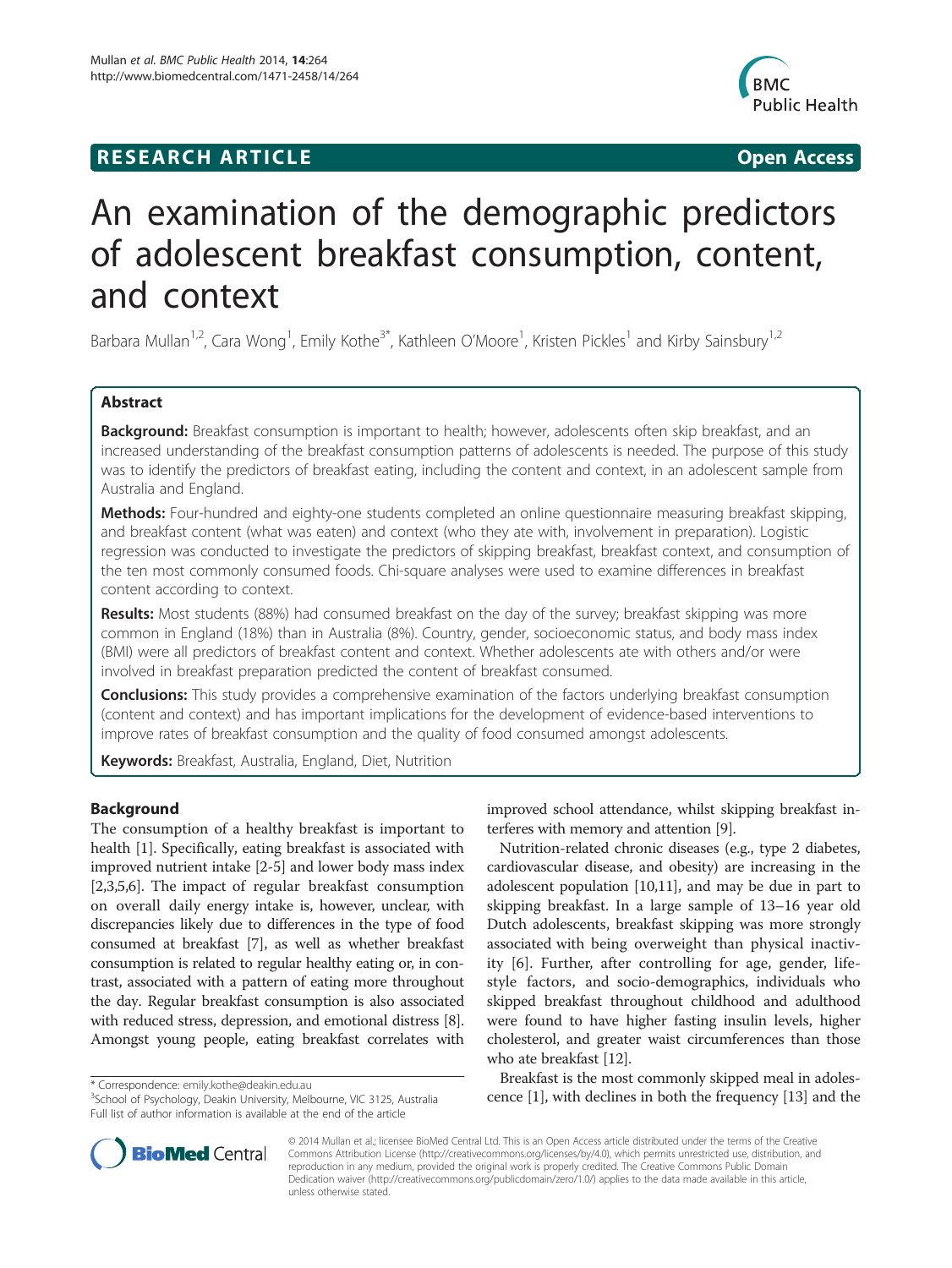# An examination of the demographic predictors of adolescent breakfast consumption, content, and context

Barbara Mullan[1,2], Cara Wong[1], Emily Kothe[3*], Kathleen O'Moore[1], Kristen Pickles[1] and Kirby Sainsbury[1,2]

## Abstract

**Background:** Breakfast consumption is important to health; however, adolescents often skip breakfast, and an increased understanding of the breakfast consumption patterns of adolescents is needed. The purpose of this study was to identify the predictors of breakfast eating, including the content and context, in an adolescent sample from Australia and England.

**Methods:** Four-hundred and eighty-one students completed an online questionnaire measuring breakfast skipping, and breakfast content (what was eaten) and context (who they ate with, involvement in preparation). Logistic regression was conducted to investigate the predictors of skipping breakfast, breakfast context, and consumption of the ten most commonly consumed foods. Chi-square analyses were used to examine differences in breakfast content according to context.

**Results:** Most students (88%) had consumed breakfast on the day of the survey; breakfast skipping was more common in England (18%) than in Australia (8%). Country, gender, socioeconomic status, and body mass index (BMI) were all predictors of breakfast content and context. Whether adolescents ate with others and/or were involved in breakfast preparation predicted the content of breakfast consumed.

**Conclusions:** This study provides a comprehensive examination of the factors underlying breakfast consumption (content and context) and has important implications for the development of evidence-based interventions to improve rates of breakfast consumption and the quality of food consumed amongst adolescents.

**Keywords:** Breakfast, Australia, England, Diet, Nutrition

## Background

The consumption of a healthy breakfast is important to health [1]. Specifically, eating breakfast is associated with improved nutrient intake [2-5] and lower body mass index [2,3,5,6]. The impact of regular breakfast consumption on overall daily energy intake is, however, unclear, with discrepancies likely due to differences in the type of food consumed at breakfast [7], as well as whether breakfast consumption is related to regular healthy eating or, in contrast, associated with a pattern of eating more throughout the day. Regular breakfast consumption is also associated with reduced stress, depression, and emotional distress [8]. Amongst young people, eating breakfast correlates with improved school attendance, whilst skipping breakfast interferes with memory and attention [9].

Nutrition-related chronic diseases (e.g., type 2 diabetes, cardiovascular disease, and obesity) are increasing in the adolescent population [10,11], and may be due in part to skipping breakfast. In a large sample of 13–16 year old Dutch adolescents, breakfast skipping was more strongly associated with being overweight than physical inactivity [6]. Further, after controlling for age, gender, lifestyle factors, and socio-demographics, individuals who skipped breakfast throughout childhood and adulthood were found to have higher fasting insulin levels, higher cholesterol, and greater waist circumferences than those who ate breakfast [12].

Breakfast is the most commonly skipped meal in adolescence [1], with declines in both the frequency [13] and the

\* Correspondence: emily.kothe@deakin.edu.au
[3]School of Psychology, Deakin University, Melbourne, VIC 3125, Australia
Full list of author information is available at the end of the article

© 2014 Mullan et al.; licensee BioMed Central Ltd. This is an Open Access article distributed under the terms of the Creative Commons Attribution License (http://creativecommons.org/licenses/by/4.0), which permits unrestricted use, distribution, and reproduction in any medium, provided the original work is properly credited. The Creative Commons Public Domain Dedication waiver (http://creativecommons.org/publicdomain/zero/1.0/) applies to the data made available in this article, unless otherwise stated.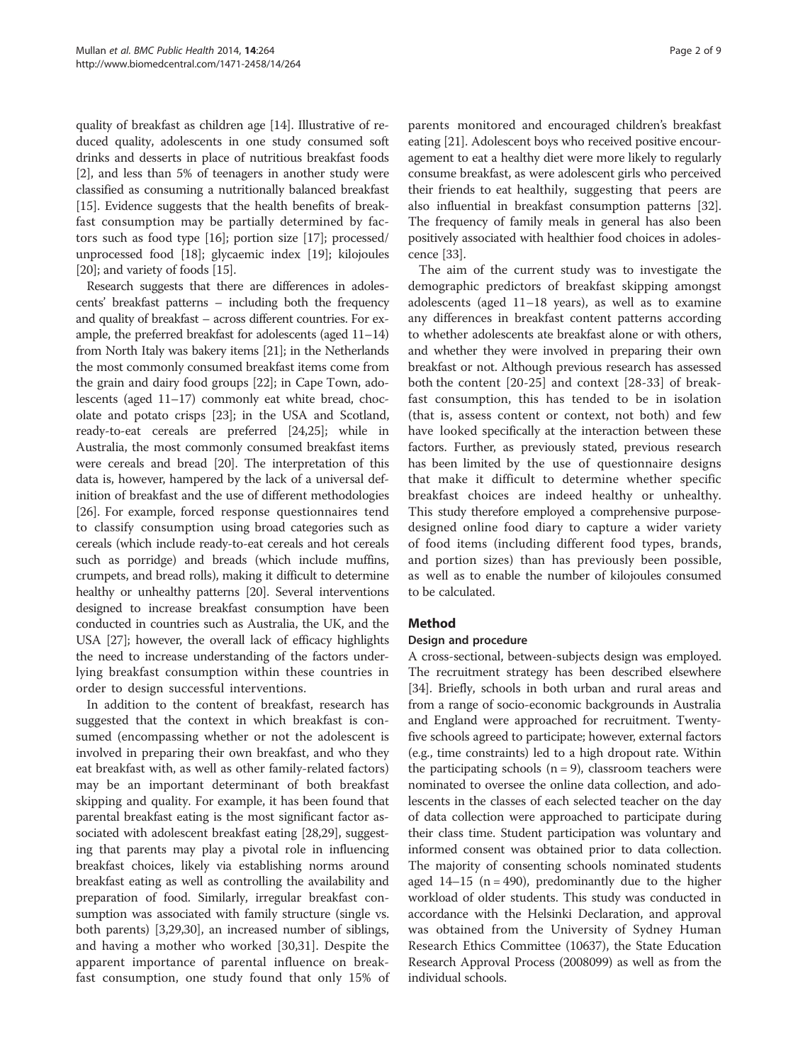quality of breakfast as children age [14]. Illustrative of reduced quality, adolescents in one study consumed soft drinks and desserts in place of nutritious breakfast foods [2], and less than 5% of teenagers in another study were classified as consuming a nutritionally balanced breakfast [15]. Evidence suggests that the health benefits of breakfast consumption may be partially determined by factors such as food type [16]; portion size [17]; processed/unprocessed food [18]; glycaemic index [19]; kilojoules [20]; and variety of foods [15].

Research suggests that there are differences in adolescents' breakfast patterns – including both the frequency and quality of breakfast – across different countries. For example, the preferred breakfast for adolescents (aged 11–14) from North Italy was bakery items [21]; in the Netherlands the most commonly consumed breakfast items come from the grain and dairy food groups [22]; in Cape Town, adolescents (aged 11–17) commonly eat white bread, chocolate and potato crisps [23]; in the USA and Scotland, ready-to-eat cereals are preferred [24,25]; while in Australia, the most commonly consumed breakfast items were cereals and bread [20]. The interpretation of this data is, however, hampered by the lack of a universal definition of breakfast and the use of different methodologies [26]. For example, forced response questionnaires tend to classify consumption using broad categories such as cereals (which include ready-to-eat cereals and hot cereals such as porridge) and breads (which include muffins, crumpets, and bread rolls), making it difficult to determine healthy or unhealthy patterns [20]. Several interventions designed to increase breakfast consumption have been conducted in countries such as Australia, the UK, and the USA [27]; however, the overall lack of efficacy highlights the need to increase understanding of the factors underlying breakfast consumption within these countries in order to design successful interventions.

In addition to the content of breakfast, research has suggested that the context in which breakfast is consumed (encompassing whether or not the adolescent is involved in preparing their own breakfast, and who they eat breakfast with, as well as other family-related factors) may be an important determinant of both breakfast skipping and quality. For example, it has been found that parental breakfast eating is the most significant factor associated with adolescent breakfast eating [28,29], suggesting that parents may play a pivotal role in influencing breakfast choices, likely via establishing norms around breakfast eating as well as controlling the availability and preparation of food. Similarly, irregular breakfast consumption was associated with family structure (single vs. both parents) [3,29,30], an increased number of siblings, and having a mother who worked [30,31]. Despite the apparent importance of parental influence on breakfast consumption, one study found that only 15% of parents monitored and encouraged children's breakfast eating [21]. Adolescent boys who received positive encouragement to eat a healthy diet were more likely to regularly consume breakfast, as were adolescent girls who perceived their friends to eat healthily, suggesting that peers are also influential in breakfast consumption patterns [32]. The frequency of family meals in general has also been positively associated with healthier food choices in adolescence [33].

The aim of the current study was to investigate the demographic predictors of breakfast skipping amongst adolescents (aged 11–18 years), as well as to examine any differences in breakfast content patterns according to whether adolescents ate breakfast alone or with others, and whether they were involved in preparing their own breakfast or not. Although previous research has assessed both the content [20-25] and context [28-33] of breakfast consumption, this has tended to be in isolation (that is, assess content or context, not both) and few have looked specifically at the interaction between these factors. Further, as previously stated, previous research has been limited by the use of questionnaire designs that make it difficult to determine whether specific breakfast choices are indeed healthy or unhealthy. This study therefore employed a comprehensive purpose-designed online food diary to capture a wider variety of food items (including different food types, brands, and portion sizes) than has previously been possible, as well as to enable the number of kilojoules consumed to be calculated.

## Method

### Design and procedure

A cross-sectional, between-subjects design was employed. The recruitment strategy has been described elsewhere [34]. Briefly, schools in both urban and rural areas and from a range of socio-economic backgrounds in Australia and England were approached for recruitment. Twenty-five schools agreed to participate; however, external factors (e.g., time constraints) led to a high dropout rate. Within the participating schools (n = 9), classroom teachers were nominated to oversee the online data collection, and adolescents in the classes of each selected teacher on the day of data collection were approached to participate during their class time. Student participation was voluntary and informed consent was obtained prior to data collection. The majority of consenting schools nominated students aged 14–15 (n = 490), predominantly due to the higher workload of older students. This study was conducted in accordance with the Helsinki Declaration, and approval was obtained from the University of Sydney Human Research Ethics Committee (10637), the State Education Research Approval Process (2008099) as well as from the individual schools.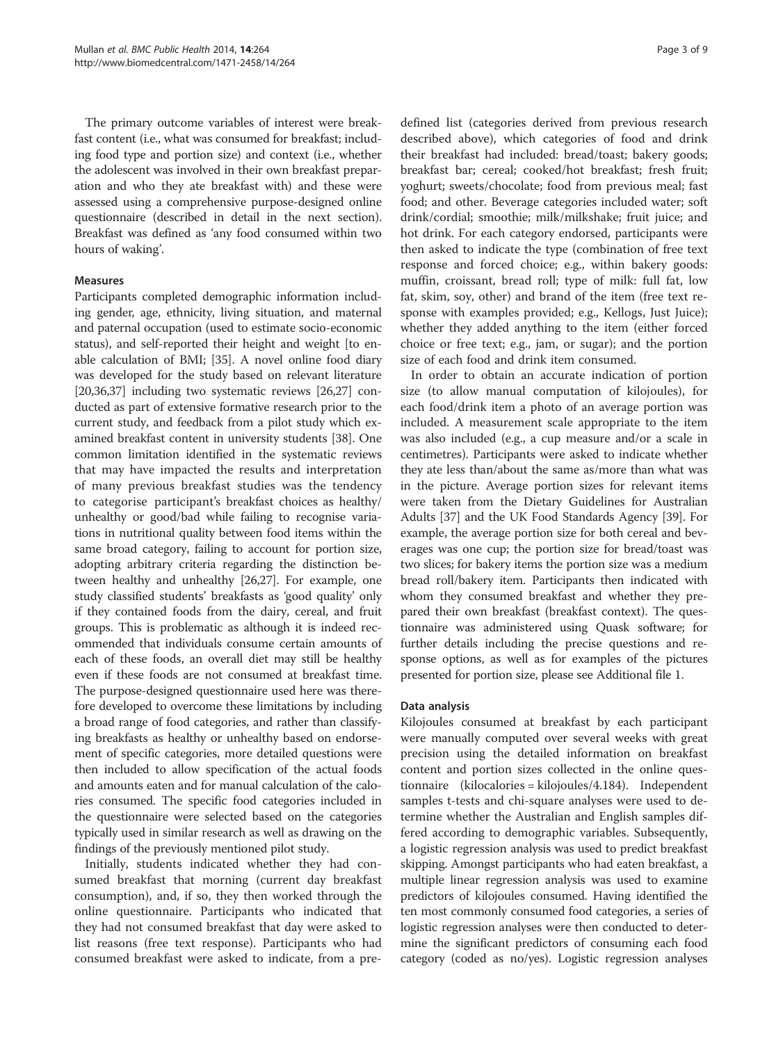The primary outcome variables of interest were breakfast content (i.e., what was consumed for breakfast; including food type and portion size) and context (i.e., whether the adolescent was involved in their own breakfast preparation and who they ate breakfast with) and these were assessed using a comprehensive purpose-designed online questionnaire (described in detail in the next section). Breakfast was defined as 'any food consumed within two hours of waking'.

### Measures

Participants completed demographic information including gender, age, ethnicity, living situation, and maternal and paternal occupation (used to estimate socio-economic status), and self-reported their height and weight [to enable calculation of BMI; [35]. A novel online food diary was developed for the study based on relevant literature [20,36,37] including two systematic reviews [26,27] conducted as part of extensive formative research prior to the current study, and feedback from a pilot study which examined breakfast content in university students [38]. One common limitation identified in the systematic reviews that may have impacted the results and interpretation of many previous breakfast studies was the tendency to categorise participant's breakfast choices as healthy/unhealthy or good/bad while failing to recognise variations in nutritional quality between food items within the same broad category, failing to account for portion size, adopting arbitrary criteria regarding the distinction between healthy and unhealthy [26,27]. For example, one study classified students' breakfasts as 'good quality' only if they contained foods from the dairy, cereal, and fruit groups. This is problematic as although it is indeed recommended that individuals consume certain amounts of each of these foods, an overall diet may still be healthy even if these foods are not consumed at breakfast time. The purpose-designed questionnaire used here was therefore developed to overcome these limitations by including a broad range of food categories, and rather than classifying breakfasts as healthy or unhealthy based on endorsement of specific categories, more detailed questions were then included to allow specification of the actual foods and amounts eaten and for manual calculation of the calories consumed. The specific food categories included in the questionnaire were selected based on the categories typically used in similar research as well as drawing on the findings of the previously mentioned pilot study.

Initially, students indicated whether they had consumed breakfast that morning (current day breakfast consumption), and, if so, they then worked through the online questionnaire. Participants who indicated that they had not consumed breakfast that day were asked to list reasons (free text response). Participants who had consumed breakfast were asked to indicate, from a predefined list (categories derived from previous research described above), which categories of food and drink their breakfast had included: bread/toast; bakery goods; breakfast bar; cereal; cooked/hot breakfast; fresh fruit; yoghurt; sweets/chocolate; food from previous meal; fast food; and other. Beverage categories included water; soft drink/cordial; smoothie; milk/milkshake; fruit juice; and hot drink. For each category endorsed, participants were then asked to indicate the type (combination of free text response and forced choice; e.g., within bakery goods: muffin, croissant, bread roll; type of milk: full fat, low fat, skim, soy, other) and brand of the item (free text response with examples provided; e.g., Kellogs, Just Juice); whether they added anything to the item (either forced choice or free text; e.g., jam, or sugar); and the portion size of each food and drink item consumed.

In order to obtain an accurate indication of portion size (to allow manual computation of kilojoules), for each food/drink item a photo of an average portion was included. A measurement scale appropriate to the item was also included (e.g., a cup measure and/or a scale in centimetres). Participants were asked to indicate whether they ate less than/about the same as/more than what was in the picture. Average portion sizes for relevant items were taken from the Dietary Guidelines for Australian Adults [37] and the UK Food Standards Agency [39]. For example, the average portion size for both cereal and beverages was one cup; the portion size for bread/toast was two slices; for bakery items the portion size was a medium bread roll/bakery item. Participants then indicated with whom they consumed breakfast and whether they prepared their own breakfast (breakfast context). The questionnaire was administered using Quask software; for further details including the precise questions and response options, as well as for examples of the pictures presented for portion size, please see Additional file 1.

### Data analysis

Kilojoules consumed at breakfast by each participant were manually computed over several weeks with great precision using the detailed information on breakfast content and portion sizes collected in the online questionnaire (kilocalories = kilojoules/4.184). Independent samples t-tests and chi-square analyses were used to determine whether the Australian and English samples differed according to demographic variables. Subsequently, a logistic regression analysis was used to predict breakfast skipping. Amongst participants who had eaten breakfast, a multiple linear regression analysis was used to examine predictors of kilojoules consumed. Having identified the ten most commonly consumed food categories, a series of logistic regression analyses were then conducted to determine the significant predictors of consuming each food category (coded as no/yes). Logistic regression analyses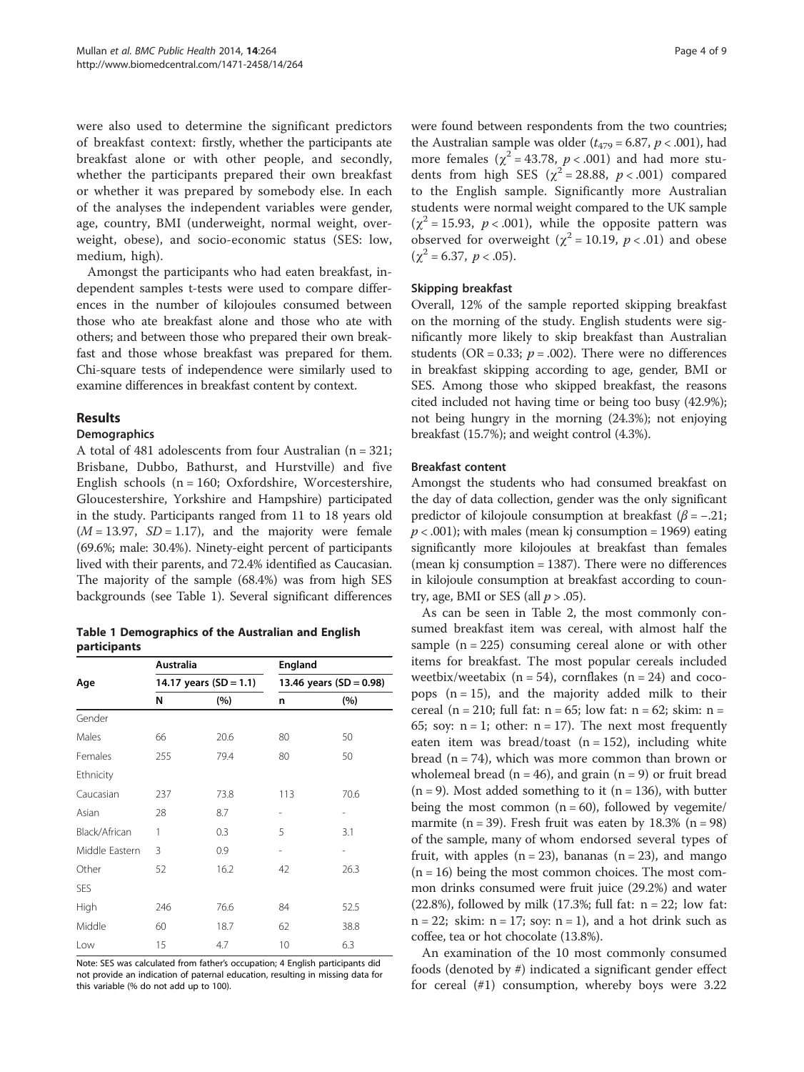were also used to determine the significant predictors of breakfast context: firstly, whether the participants ate breakfast alone or with other people, and secondly, whether the participants prepared their own breakfast or whether it was prepared by somebody else. In each of the analyses the independent variables were gender, age, country, BMI (underweight, normal weight, overweight, obese), and socio-economic status (SES: low, medium, high).

Amongst the participants who had eaten breakfast, independent samples t-tests were used to compare differences in the number of kilojoules consumed between those who ate breakfast alone and those who ate with others; and between those who prepared their own breakfast and those whose breakfast was prepared for them. Chi-square tests of independence were similarly used to examine differences in breakfast content by context.

## Results

### Demographics

A total of 481 adolescents from four Australian (n = 321; Brisbane, Dubbo, Bathurst, and Hurstville) and five English schools (n = 160; Oxfordshire, Worcestershire, Gloucestershire, Yorkshire and Hampshire) participated in the study. Participants ranged from 11 to 18 years old ($M = 13.97$, $SD = 1.17$), and the majority were female (69.6%; male: 30.4%). Ninety-eight percent of participants lived with their parents, and 72.4% identified as Caucasian. The majority of the sample (68.4%) was from high SES backgrounds (see Table 1). Several significant differences were found between respondents from the two countries; the Australian sample was older ($t_{479} = 6.87$, $p < .001$), had more females ($\chi^2 = 43.78$, $p < .001$) and had more students from high SES ($\chi^2 = 28.88$, $p < .001$) compared to the English sample. Significantly more Australian students were normal weight compared to the UK sample ($\chi^2 = 15.93$, $p < .001$), while the opposite pattern was observed for overweight ($\chi^2 = 10.19$, $p < .01$) and obese ($\chi^2 = 6.37$, $p < .05$).

**Table 1 Demographics of the Australian and English participants**

| Age | Australia | | England | |
|---|---|---|---|---|
| | 14.17 years (SD = 1.1) | | 13.46 years (SD = 0.98) | |
| | N | (%) | n | (%) |
| Gender | | | | |
| Males | 66 | 20.6 | 80 | 50 |
| Females | 255 | 79.4 | 80 | 50 |
| Ethnicity | | | | |
| Caucasian | 237 | 73.8 | 113 | 70.6 |
| Asian | 28 | 8.7 | - | - |
| Black/African | 1 | 0.3 | 5 | 3.1 |
| Middle Eastern | 3 | 0.9 | - | - |
| Other | 52 | 16.2 | 42 | 26.3 |
| SES | | | | |
| High | 246 | 76.6 | 84 | 52.5 |
| Middle | 60 | 18.7 | 62 | 38.8 |
| Low | 15 | 4.7 | 10 | 6.3 |

Note: SES was calculated from father's occupation; 4 English participants did not provide an indication of paternal education, resulting in missing data for this variable (% do not add up to 100).

### Skipping breakfast

Overall, 12% of the sample reported skipping breakfast on the morning of the study. English students were significantly more likely to skip breakfast than Australian students (OR = 0.33; $p = .002$). There were no differences in breakfast skipping according to age, gender, BMI or SES. Among those who skipped breakfast, the reasons cited included not having time or being too busy (42.9%); not being hungry in the morning (24.3%); not enjoying breakfast (15.7%); and weight control (4.3%).

### Breakfast content

Amongst the students who had consumed breakfast on the day of data collection, gender was the only significant predictor of kilojoule consumption at breakfast ($\beta = -.21$; $p < .001$); with males (mean kj consumption = 1969) eating significantly more kilojoules at breakfast than females (mean kj consumption = 1387). There were no differences in kilojoule consumption at breakfast according to country, age, BMI or SES (all $p > .05$).

As can be seen in Table 2, the most commonly consumed breakfast item was cereal, with almost half the sample (n = 225) consuming cereal alone or with other items for breakfast. The most popular cereals included weetbix/weetabix (n = 54), cornflakes (n = 24) and cocopops (n = 15), and the majority added milk to their cereal (n = 210; full fat: n = 65; low fat: n = 62; skim: n = 65; soy: n = 1; other: n = 17). The next most frequently eaten item was bread/toast (n = 152), including white bread (n = 74), which was more common than brown or wholemeal bread (n = 46), and grain (n = 9) or fruit bread (n = 9). Most added something to it (n = 136), with butter being the most common (n = 60), followed by vegemite/marmite (n = 39). Fresh fruit was eaten by 18.3% (n = 98) of the sample, many of whom endorsed several types of fruit, with apples (n = 23), bananas (n = 23), and mango (n = 16) being the most common choices. The most common drinks consumed were fruit juice (29.2%) and water (22.8%), followed by milk (17.3%; full fat: n = 22; low fat: n = 22; skim: n = 17; soy: n = 1), and a hot drink such as coffee, tea or hot chocolate (13.8%).

An examination of the 10 most commonly consumed foods (denoted by #) indicated a significant gender effect for cereal (#1) consumption, whereby boys were 3.22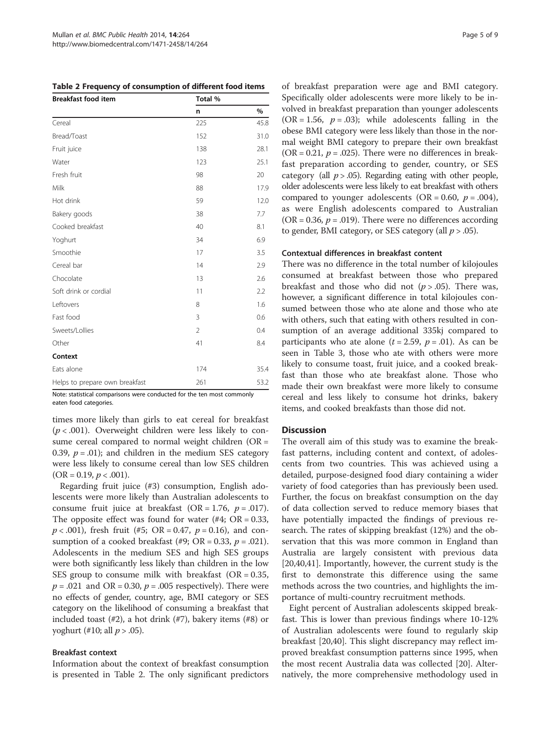**Table 2 Frequency of consumption of different food items**

| Breakfast food item | Total % | |
|---|---|---|
| | n | % |
| Cereal | 225 | 45.8 |
| Bread/Toast | 152 | 31.0 |
| Fruit juice | 138 | 28.1 |
| Water | 123 | 25.1 |
| Fresh fruit | 98 | 20 |
| Milk | 88 | 17.9 |
| Hot drink | 59 | 12.0 |
| Bakery goods | 38 | 7.7 |
| Cooked breakfast | 40 | 8.1 |
| Yoghurt | 34 | 6.9 |
| Smoothie | 17 | 3.5 |
| Cereal bar | 14 | 2.9 |
| Chocolate | 13 | 2.6 |
| Soft drink or cordial | 11 | 2.2 |
| Leftovers | 8 | 1.6 |
| Fast food | 3 | 0.6 |
| Sweets/Lollies | 2 | 0.4 |
| Other | 41 | 8.4 |
| **Context** | | |
| Eats alone | 174 | 35.4 |
| Helps to prepare own breakfast | 261 | 53.2 |

Note: statistical comparisons were conducted for the ten most commonly eaten food categories.

times more likely than girls to eat cereal for breakfast ($p < .001$). Overweight children were less likely to consume cereal compared to normal weight children (OR = 0.39, $p = .01$); and children in the medium SES category were less likely to consume cereal than low SES children (OR = 0.19, $p < .001$).

Regarding fruit juice (#3) consumption, English adolescents were more likely than Australian adolescents to consume fruit juice at breakfast (OR = 1.76, $p = .017$). The opposite effect was found for water (#4; OR = 0.33, $p < .001$), fresh fruit (#5; OR = 0.47, $p = 0.16$), and consumption of a cooked breakfast (#9; OR = 0.33, $p = .021$). Adolescents in the medium SES and high SES groups were both significantly less likely than children in the low SES group to consume milk with breakfast (OR = 0.35, $p = .021$ and OR = 0.30, $p = .005$ respectively). There were no effects of gender, country, age, BMI category or SES category on the likelihood of consuming a breakfast that included toast (#2), a hot drink (#7), bakery items (#8) or yoghurt (#10; all $p > .05$).

### Breakfast context

Information about the context of breakfast consumption is presented in Table 2. The only significant predictors of breakfast preparation were age and BMI category. Specifically older adolescents were more likely to be involved in breakfast preparation than younger adolescents (OR = 1.56, $p = .03$); while adolescents falling in the obese BMI category were less likely than those in the normal weight BMI category to prepare their own breakfast (OR = 0.21, $p = .025$). There were no differences in breakfast preparation according to gender, country, or SES category (all $p > .05$). Regarding eating with other people, older adolescents were less likely to eat breakfast with others compared to younger adolescents (OR = 0.60, $p = .004$), as were English adolescents compared to Australian (OR = 0.36, $p = .019$). There were no differences according to gender, BMI category, or SES category (all $p > .05$).

### Contextual differences in breakfast content

There was no difference in the total number of kilojoules consumed at breakfast between those who prepared breakfast and those who did not ($p > .05$). There was, however, a significant difference in total kilojoules consumed between those who ate alone and those who ate with others, such that eating with others resulted in consumption of an average additional 335kj compared to participants who ate alone ($t = 2.59$, $p = .01$). As can be seen in Table 3, those who ate with others were more likely to consume toast, fruit juice, and a cooked breakfast than those who ate breakfast alone. Those who made their own breakfast were more likely to consume cereal and less likely to consume hot drinks, bakery items, and cooked breakfasts than those did not.

## Discussion

The overall aim of this study was to examine the breakfast patterns, including content and context, of adolescents from two countries. This was achieved using a detailed, purpose-designed food diary containing a wider variety of food categories than has previously been used. Further, the focus on breakfast consumption on the day of data collection served to reduce memory biases that have potentially impacted the findings of previous research. The rates of skipping breakfast (12%) and the observation that this was more common in England than Australia are largely consistent with previous data [20,40,41]. Importantly, however, the current study is the first to demonstrate this difference using the same methods across the two countries, and highlights the importance of multi-country recruitment methods.

Eight percent of Australian adolescents skipped breakfast. This is lower than previous findings where 10-12% of Australian adolescents were found to regularly skip breakfast [20,40]. This slight discrepancy may reflect improved breakfast consumption patterns since 1995, when the most recent Australia data was collected [20]. Alternatively, the more comprehensive methodology used in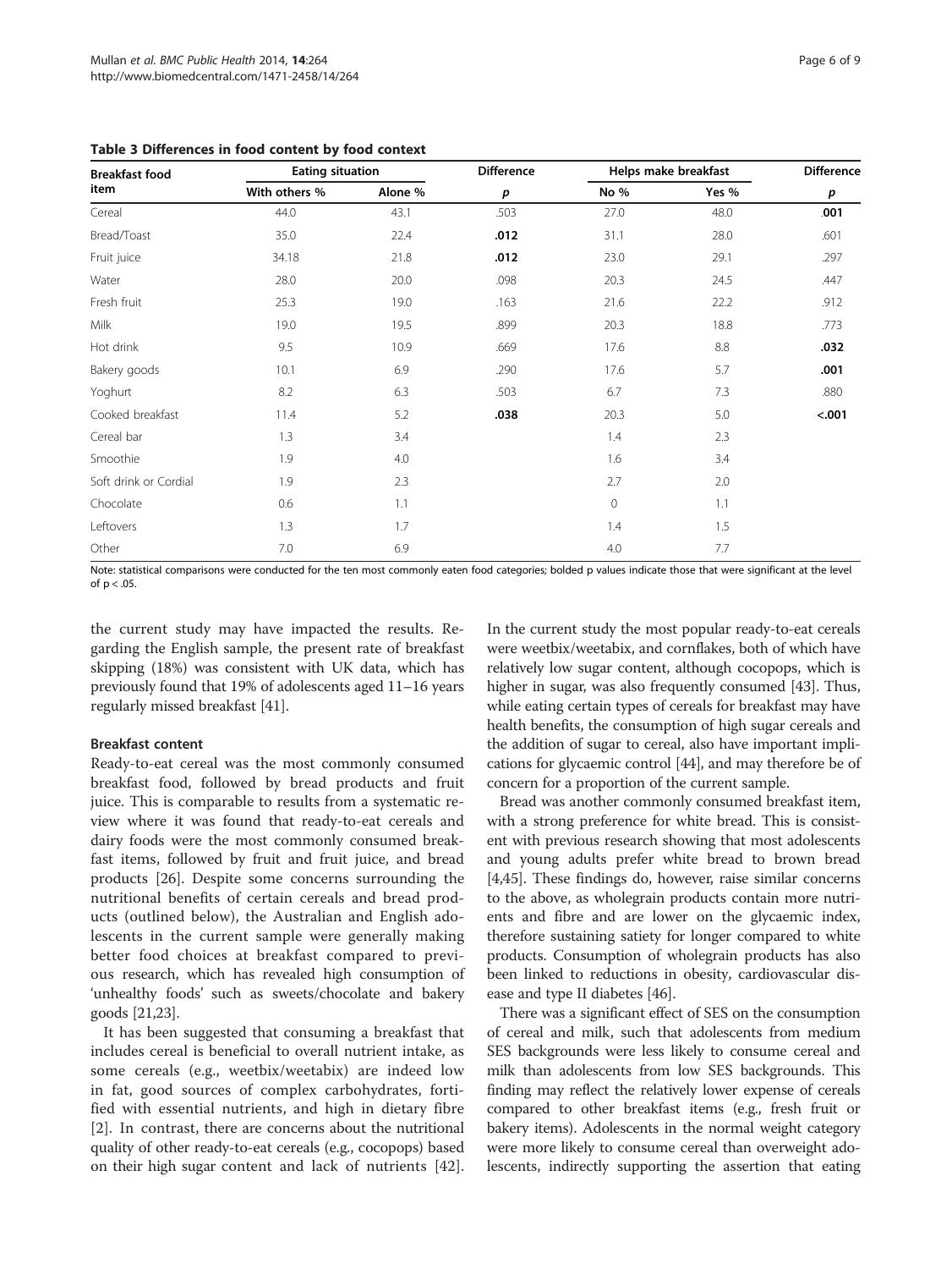**Table 3 Differences in food content by food context**

| Breakfast food item | Eating situation | | Difference | Helps make breakfast | | Difference |
|---|---|---|---|---|---|---|
| | With others % | Alone % | *p* | No % | Yes % | *p* |
| Cereal | 44.0 | 43.1 | .503 | 27.0 | 48.0 | **.001** |
| Bread/Toast | 35.0 | 22.4 | **.012** | 31.1 | 28.0 | .601 |
| Fruit juice | 34.18 | 21.8 | **.012** | 23.0 | 29.1 | .297 |
| Water | 28.0 | 20.0 | .098 | 20.3 | 24.5 | .447 |
| Fresh fruit | 25.3 | 19.0 | .163 | 21.6 | 22.2 | .912 |
| Milk | 19.0 | 19.5 | .899 | 20.3 | 18.8 | .773 |
| Hot drink | 9.5 | 10.9 | .669 | 17.6 | 8.8 | **.032** |
| Bakery goods | 10.1 | 6.9 | .290 | 17.6 | 5.7 | **.001** |
| Yoghurt | 8.2 | 6.3 | .503 | 6.7 | 7.3 | .880 |
| Cooked breakfast | 11.4 | 5.2 | **.038** | 20.3 | 5.0 | **<.001** |
| Cereal bar | 1.3 | 3.4 | | 1.4 | 2.3 | |
| Smoothie | 1.9 | 4.0 | | 1.6 | 3.4 | |
| Soft drink or Cordial | 1.9 | 2.3 | | 2.7 | 2.0 | |
| Chocolate | 0.6 | 1.1 | | 0 | 1.1 | |
| Leftovers | 1.3 | 1.7 | | 1.4 | 1.5 | |
| Other | 7.0 | 6.9 | | 4.0 | 7.7 | |

Note: statistical comparisons were conducted for the ten most commonly eaten food categories; bolded p values indicate those that were significant at the level of $p < .05$.

the current study may have impacted the results. Regarding the English sample, the present rate of breakfast skipping (18%) was consistent with UK data, which has previously found that 19% of adolescents aged 11–16 years regularly missed breakfast [41].

#### Breakfast content

Ready-to-eat cereal was the most commonly consumed breakfast food, followed by bread products and fruit juice. This is comparable to results from a systematic review where it was found that ready-to-eat cereals and dairy foods were the most commonly consumed breakfast items, followed by fruit and fruit juice, and bread products [26]. Despite some concerns surrounding the nutritional benefits of certain cereals and bread products (outlined below), the Australian and English adolescents in the current sample were generally making better food choices at breakfast compared to previous research, which has revealed high consumption of 'unhealthy foods' such as sweets/chocolate and bakery goods [21,23].

It has been suggested that consuming a breakfast that includes cereal is beneficial to overall nutrient intake, as some cereals (e.g., weetbix/weetabix) are indeed low in fat, good sources of complex carbohydrates, fortified with essential nutrients, and high in dietary fibre [2]. In contrast, there are concerns about the nutritional quality of other ready-to-eat cereals (e.g., cocopops) based on their high sugar content and lack of nutrients [42]. In the current study the most popular ready-to-eat cereals were weetbix/weetabix, and cornflakes, both of which have relatively low sugar content, although cocopops, which is higher in sugar, was also frequently consumed [43]. Thus, while eating certain types of cereals for breakfast may have health benefits, the consumption of high sugar cereals and the addition of sugar to cereal, also have important implications for glycaemic control [44], and may therefore be of concern for a proportion of the current sample.

Bread was another commonly consumed breakfast item, with a strong preference for white bread. This is consistent with previous research showing that most adolescents and young adults prefer white bread to brown bread [4,45]. These findings do, however, raise similar concerns to the above, as wholegrain products contain more nutrients and fibre and are lower on the glycaemic index, therefore sustaining satiety for longer compared to white products. Consumption of wholegrain products has also been linked to reductions in obesity, cardiovascular disease and type II diabetes [46].

There was a significant effect of SES on the consumption of cereal and milk, such that adolescents from medium SES backgrounds were less likely to consume cereal and milk than adolescents from low SES backgrounds. This finding may reflect the relatively lower expense of cereals compared to other breakfast items (e.g., fresh fruit or bakery items). Adolescents in the normal weight category were more likely to consume cereal than overweight adolescents, indirectly supporting the assertion that eating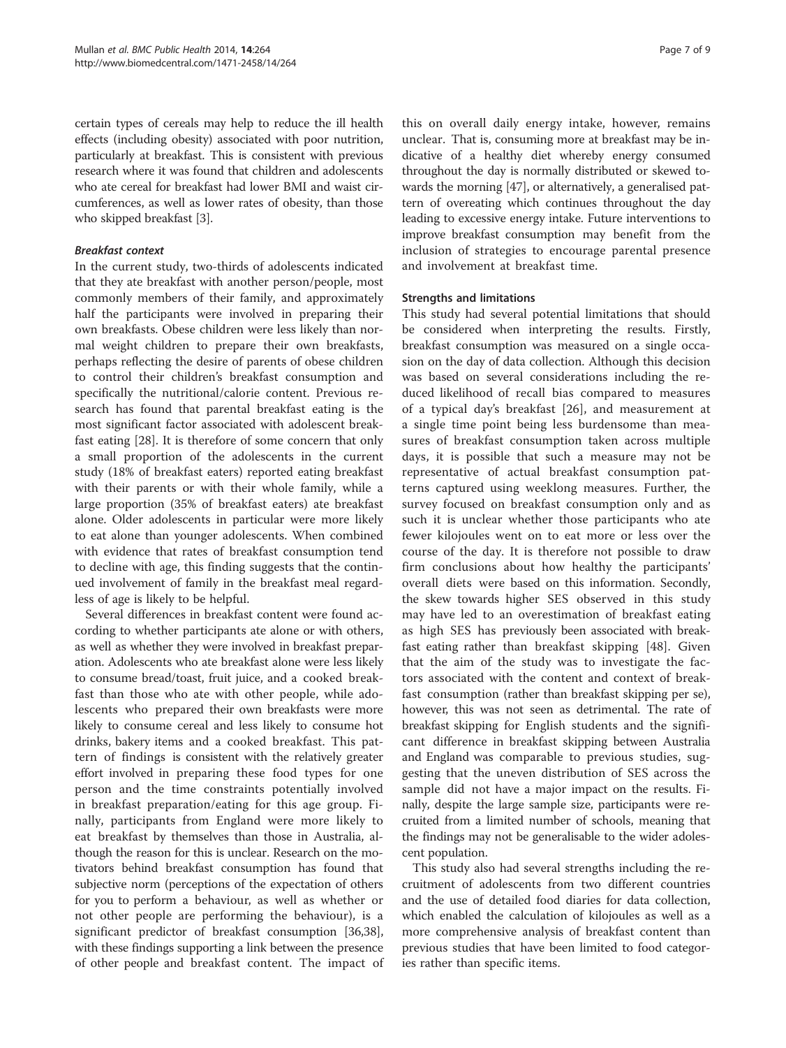certain types of cereals may help to reduce the ill health effects (including obesity) associated with poor nutrition, particularly at breakfast. This is consistent with previous research where it was found that children and adolescents who ate cereal for breakfast had lower BMI and waist circumferences, as well as lower rates of obesity, than those who skipped breakfast [3].

### *Breakfast context*

In the current study, two-thirds of adolescents indicated that they ate breakfast with another person/people, most commonly members of their family, and approximately half the participants were involved in preparing their own breakfasts. Obese children were less likely than normal weight children to prepare their own breakfasts, perhaps reflecting the desire of parents of obese children to control their children's breakfast consumption and specifically the nutritional/calorie content. Previous research has found that parental breakfast eating is the most significant factor associated with adolescent breakfast eating [28]. It is therefore of some concern that only a small proportion of the adolescents in the current study (18% of breakfast eaters) reported eating breakfast with their parents or with their whole family, while a large proportion (35% of breakfast eaters) ate breakfast alone. Older adolescents in particular were more likely to eat alone than younger adolescents. When combined with evidence that rates of breakfast consumption tend to decline with age, this finding suggests that the continued involvement of family in the breakfast meal regardless of age is likely to be helpful.

Several differences in breakfast content were found according to whether participants ate alone or with others, as well as whether they were involved in breakfast preparation. Adolescents who ate breakfast alone were less likely to consume bread/toast, fruit juice, and a cooked breakfast than those who ate with other people, while adolescents who prepared their own breakfasts were more likely to consume cereal and less likely to consume hot drinks, bakery items and a cooked breakfast. This pattern of findings is consistent with the relatively greater effort involved in preparing these food types for one person and the time constraints potentially involved in breakfast preparation/eating for this age group. Finally, participants from England were more likely to eat breakfast by themselves than those in Australia, although the reason for this is unclear. Research on the motivators behind breakfast consumption has found that subjective norm (perceptions of the expectation of others for you to perform a behaviour, as well as whether or not other people are performing the behaviour), is a significant predictor of breakfast consumption [36,38], with these findings supporting a link between the presence of other people and breakfast content. The impact of this on overall daily energy intake, however, remains unclear. That is, consuming more at breakfast may be indicative of a healthy diet whereby energy consumed throughout the day is normally distributed or skewed towards the morning [47], or alternatively, a generalised pattern of overeating which continues throughout the day leading to excessive energy intake. Future interventions to improve breakfast consumption may benefit from the inclusion of strategies to encourage parental presence and involvement at breakfast time.

### Strengths and limitations

This study had several potential limitations that should be considered when interpreting the results. Firstly, breakfast consumption was measured on a single occasion on the day of data collection. Although this decision was based on several considerations including the reduced likelihood of recall bias compared to measures of a typical day's breakfast [26], and measurement at a single time point being less burdensome than measures of breakfast consumption taken across multiple days, it is possible that such a measure may not be representative of actual breakfast consumption patterns captured using weeklong measures. Further, the survey focused on breakfast consumption only and as such it is unclear whether those participants who ate fewer kilojoules went on to eat more or less over the course of the day. It is therefore not possible to draw firm conclusions about how healthy the participants' overall diets were based on this information. Secondly, the skew towards higher SES observed in this study may have led to an overestimation of breakfast eating as high SES has previously been associated with breakfast eating rather than breakfast skipping [48]. Given that the aim of the study was to investigate the factors associated with the content and context of breakfast consumption (rather than breakfast skipping per se), however, this was not seen as detrimental. The rate of breakfast skipping for English students and the significant difference in breakfast skipping between Australia and England was comparable to previous studies, suggesting that the uneven distribution of SES across the sample did not have a major impact on the results. Finally, despite the large sample size, participants were recruited from a limited number of schools, meaning that the findings may not be generalisable to the wider adolescent population.

This study also had several strengths including the recruitment of adolescents from two different countries and the use of detailed food diaries for data collection, which enabled the calculation of kilojoules as well as a more comprehensive analysis of breakfast content than previous studies that have been limited to food categories rather than specific items.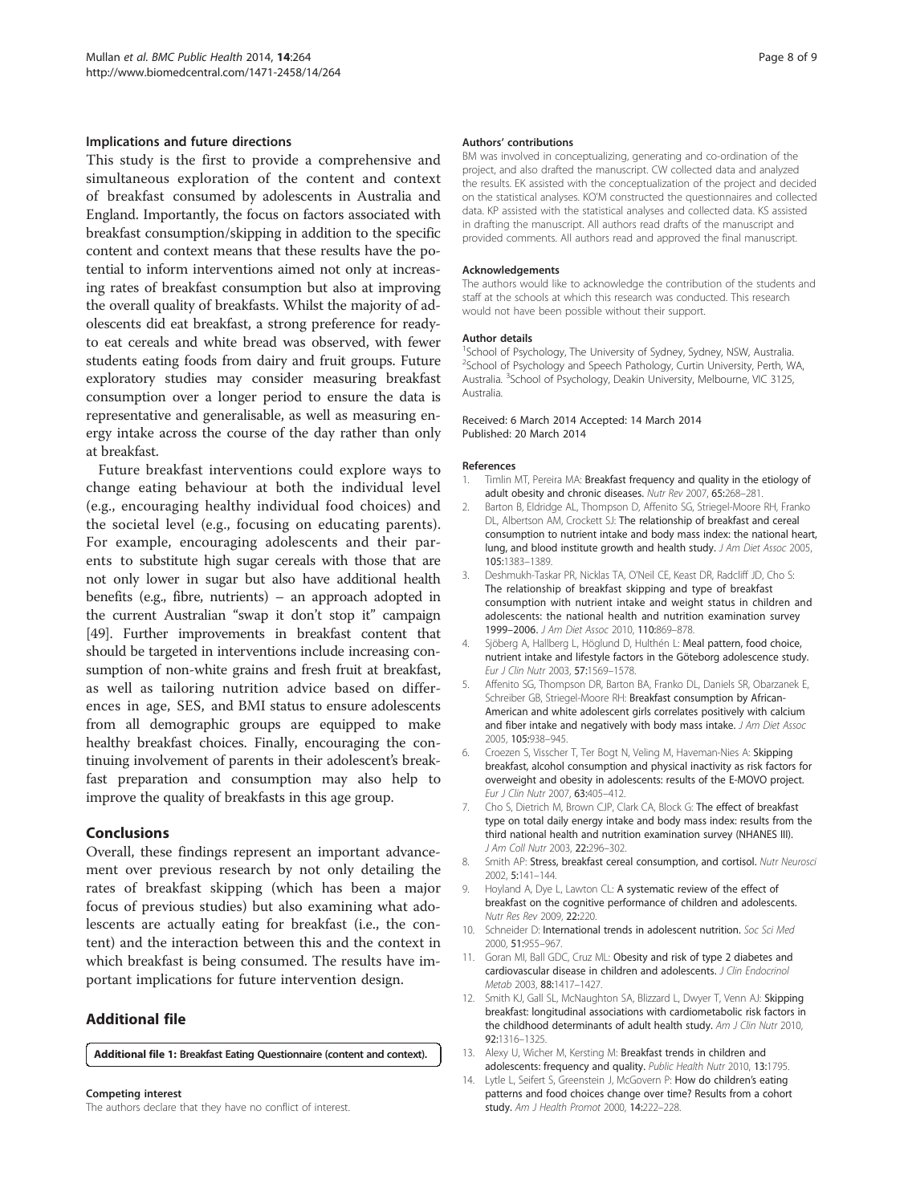### Implications and future directions

This study is the first to provide a comprehensive and simultaneous exploration of the content and context of breakfast consumed by adolescents in Australia and England. Importantly, the focus on factors associated with breakfast consumption/skipping in addition to the specific content and context means that these results have the potential to inform interventions aimed not only at increasing rates of breakfast consumption but also at improving the overall quality of breakfasts. Whilst the majority of adolescents did eat breakfast, a strong preference for ready-to eat cereals and white bread was observed, with fewer students eating foods from dairy and fruit groups. Future exploratory studies may consider measuring breakfast consumption over a longer period to ensure the data is representative and generalisable, as well as measuring energy intake across the course of the day rather than only at breakfast.

Future breakfast interventions could explore ways to change eating behaviour at both the individual level (e.g., encouraging healthy individual food choices) and the societal level (e.g., focusing on educating parents). For example, encouraging adolescents and their parents to substitute high sugar cereals with those that are not only lower in sugar but also have additional health benefits (e.g., fibre, nutrients) – an approach adopted in the current Australian "swap it don't stop it" campaign [49]. Further improvements in breakfast content that should be targeted in interventions include increasing consumption of non-white grains and fresh fruit at breakfast, as well as tailoring nutrition advice based on differences in age, SES, and BMI status to ensure adolescents from all demographic groups are equipped to make healthy breakfast choices. Finally, encouraging the continuing involvement of parents in their adolescent's breakfast preparation and consumption may also help to improve the quality of breakfasts in this age group.

## Conclusions

Overall, these findings represent an important advancement over previous research by not only detailing the rates of breakfast skipping (which has been a major focus of previous studies) but also examining what adolescents are actually eating for breakfast (i.e., the content) and the interaction between this and the context in which breakfast is being consumed. The results have important implications for future intervention design.

## Additional file

**Additional file 1: Breakfast Eating Questionnaire (content and context).**

#### Competing interest

The authors declare that they have no conflict of interest.

#### Authors' contributions

BM was involved in conceptualizing, generating and co-ordination of the project, and also drafted the manuscript. CW collected data and analyzed the results. EK assisted with the conceptualization of the project and decided on the statistical analyses. KO'M constructed the questionnaires and collected data. KP assisted with the statistical analyses and collected data. KS assisted in drafting the manuscript. All authors read drafts of the manuscript and provided comments. All authors read and approved the final manuscript.

#### Acknowledgements

The authors would like to acknowledge the contribution of the students and staff at the schools at which this research was conducted. This research would not have been possible without their support.

#### Author details

[1]School of Psychology, The University of Sydney, Sydney, NSW, Australia. [2]School of Psychology and Speech Pathology, Curtin University, Perth, WA, Australia. [3]School of Psychology, Deakin University, Melbourne, VIC 3125, Australia.

Received: 6 March 2014 Accepted: 14 March 2014
Published: 20 March 2014

#### References

1. Timlin MT, Pereira MA: **Breakfast frequency and quality in the etiology of adult obesity and chronic diseases.** *Nutr Rev* 2007, **65:**268–281.
2. Barton B, Eldridge AL, Thompson D, Affenito SG, Striegel-Moore RH, Franko DL, Albertson AM, Crockett SJ: **The relationship of breakfast and cereal consumption to nutrient intake and body mass index: the national heart, lung, and blood institute growth and health study.** *J Am Diet Assoc* 2005, **105:**1383–1389.
3. Deshmukh-Taskar PR, Nicklas TA, O'Neil CE, Keast DR, Radcliff JD, Cho S: **The relationship of breakfast skipping and type of breakfast consumption with nutrient intake and weight status in children and adolescents: the national health and nutrition examination survey 1999–2006.** *J Am Diet Assoc* 2010, **110:**869–878.
4. Sjöberg A, Hallberg L, Höglund D, Hulthén L: **Meal pattern, food choice, nutrient intake and lifestyle factors in the Göteborg adolescence study.** *Eur J Clin Nutr* 2003, **57:**1569–1578.
5. Affenito SG, Thompson DR, Barton BA, Franko DL, Daniels SR, Obarzanek E, Schreiber GB, Striegel-Moore RH: **Breakfast consumption by African-American and white adolescent girls correlates positively with calcium and fiber intake and negatively with body mass intake.** *J Am Diet Assoc* 2005, **105:**938–945.
6. Croezen S, Visscher T, Ter Bogt N, Veling M, Haveman-Nies A: **Skipping breakfast, alcohol consumption and physical inactivity as risk factors for overweight and obesity in adolescents: results of the E-MOVO project.** *Eur J Clin Nutr* 2007, **63:**405–412.
7. Cho S, Dietrich M, Brown CJP, Clark CA, Block G: **The effect of breakfast type on total daily energy intake and body mass index: results from the third national health and nutrition examination survey (NHANES III).** *J Am Coll Nutr* 2003, **22:**296–302.
8. Smith AP: **Stress, breakfast cereal consumption, and cortisol.** *Nutr Neurosci* 2002, **5:**141–144.
9. Hoyland A, Dye L, Lawton CL: **A systematic review of the effect of breakfast on the cognitive performance of children and adolescents.** *Nutr Res Rev* 2009, **22:**220.
10. Schneider D: **International trends in adolescent nutrition.** *Soc Sci Med* 2000, **51:**955–967.
11. Goran MI, Ball GDC, Cruz ML: **Obesity and risk of type 2 diabetes and cardiovascular disease in children and adolescents.** *J Clin Endocrinol Metab* 2003, **88:**1417–1427.
12. Smith KJ, Gall SL, McNaughton SA, Blizzard L, Dwyer T, Venn AJ: **Skipping breakfast: longitudinal associations with cardiometabolic risk factors in the childhood determinants of adult health study.** *Am J Clin Nutr* 2010, **92:**1316–1325.
13. Alexy U, Wicher M, Kersting M: **Breakfast trends in children and adolescents: frequency and quality.** *Public Health Nutr* 2010, **13:**1795.
14. Lytle L, Seifert S, Greenstein J, McGovern P: **How do children's eating patterns and food choices change over time? Results from a cohort study.** *Am J Health Promot* 2000, **14:**222–228.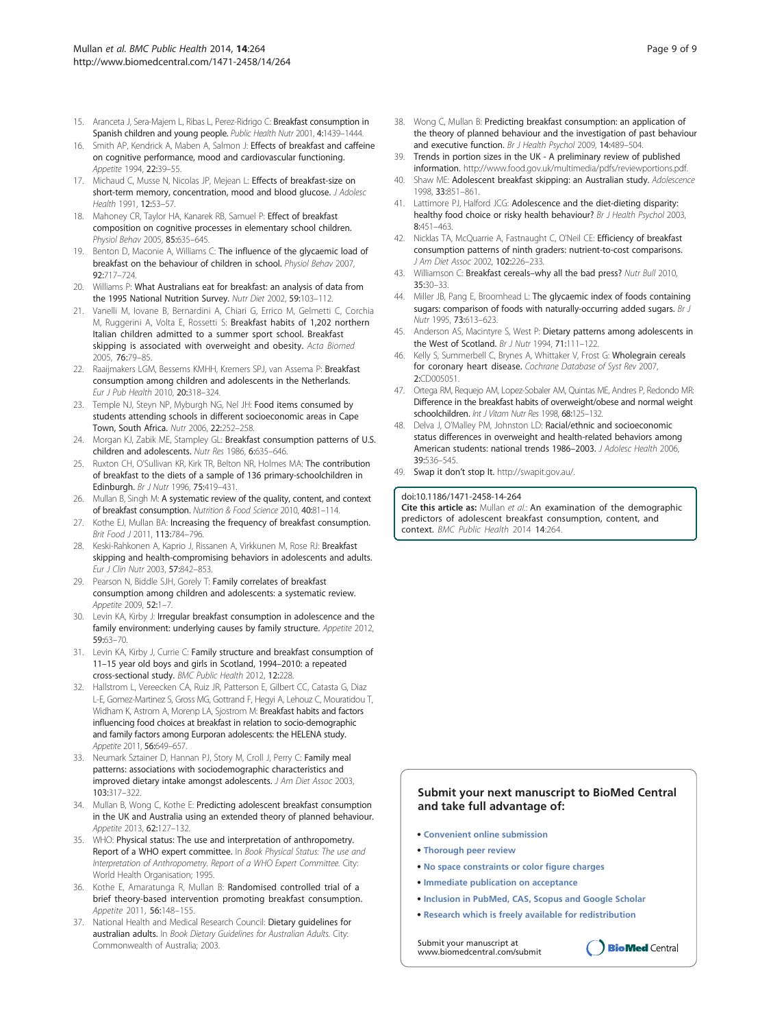15. Aranceta J, Sera-Majem L, Ribas L, Perez-Ridrigo C: **Breakfast consumption in Spanish children and young people.** *Public Health Nutr* 2001, **4:**1439–1444.
16. Smith AP, Kendrick A, Maben A, Salmon J: **Effects of breakfast and caffeine on cognitive performance, mood and cardiovascular functioning.** *Appetite* 1994, **22:**39–55.
17. Michaud C, Musse N, Nicolas JP, Mejean L: **Effects of breakfast-size on short-term memory, concentration, mood and blood glucose.** *J Adolesc Health* 1991, **12:**53–57.
18. Mahoney CR, Taylor HA, Kanarek RB, Samuel P: **Effect of breakfast composition on cognitive processes in elementary school children.** *Physiol Behav* 2005, **85:**635–645.
19. Benton D, Maconie A, Williams C: **The influence of the glycaemic load of breakfast on the behaviour of children in school.** *Physiol Behav* 2007, **92:**717–724.
20. Williams P: **What Australians eat for breakfast: an analysis of data from the 1995 National Nutrition Survey.** *Nutr Diet* 2002, **59:**103–112.
21. Vanelli M, Iovane B, Bernardini A, Chiari G, Errico M, Gelmetti C, Corchia M, Ruggerini A, Volta E, Rossetti S: **Breakfast habits of 1,202 northern Italian children admitted to a summer sport school. Breakfast skipping is associated with overweight and obesity.** *Acta Biomed* 2005, **76:**79–85.
22. Raaijmakers LGM, Bessems KMHH, Kremers SPJ, van Assema P: **Breakfast consumption among children and adolescents in the Netherlands.** *Eur J Pub Health* 2010, **20:**318–324.
23. Temple NJ, Steyn NP, Myburgh NG, Nel JH: **Food items consumed by students attending schools in different socioeconomic areas in Cape Town, South Africa.** *Nutr* 2006, **22:**252–258.
24. Morgan KJ, Zabik ME, Stampley GL: **Breakfast consumption patterns of U.S. children and adolescents.** *Nutr Res* 1986, **6:**635–646.
25. Ruxton CH, O'Sullivan KR, Kirk TR, Belton NR, Holmes MA: **The contribution of breakfast to the diets of a sample of 136 primary-schoolchildren in Edinburgh.** *Br J Nutr* 1996, **75:**419–431.
26. Mullan B, Singh M: **A systematic review of the quality, content, and context of breakfast consumption.** *Nutrition & Food Science* 2010, **40:**81–114.
27. Kothe EJ, Mullan BA: **Increasing the frequency of breakfast consumption.** *Brit Food J* 2011, **113:**784–796.
28. Keski-Rahkonen A, Kaprio J, Rissanen A, Virkkunen M, Rose RJ: **Breakfast skipping and health-compromising behaviors in adolescents and adults.** *Eur J Clin Nutr* 2003, **57:**842–853.
29. Pearson N, Biddle SJH, Gorely T: **Family correlates of breakfast consumption among children and adolescents: a systematic review.** *Appetite* 2009, **52:**1–7.
30. Levin KA, Kirby J: **Irregular breakfast consumption in adolescence and the family environment: underlying causes by family structure.** *Appetite* 2012, **59:**63–70.
31. Levin KA, Kirby J, Currie C: **Family structure and breakfast consumption of 11–15 year old boys and girls in Scotland, 1994–2010: a repeated cross-sectional study.** *BMC Public Health* 2012, **12:**228.
32. Hallstrom L, Vereecken CA, Ruiz JR, Patterson E, Gilbert CC, Catasta G, Diaz L-E, Gomez-Martinez S, Gross MG, Gottrand F, Hegyi A, Lehouz C, Mouratidou T, Widham K, Astrom A, Morenp LA, Sjostrom M: **Breakfast habits and factors influencing food choices at breakfast in relation to socio-demographic and family factors among Eurporan adolescents: the HELENA study.** *Appetite* 2011, **56:**649–657.
33. Neumark Sztainer D, Hannan PJ, Story M, Croll J, Perry C: **Family meal patterns: associations with sociodemographic characteristics and improved dietary intake amongst adolescents.** *J Am Diet Assoc* 2003, **103:**317–322.
34. Mullan B, Wong C, Kothe E: **Predicting adolescent breakfast consumption in the UK and Australia using an extended theory of planned behaviour.** *Appetite* 2013, **62:**127–132.
35. WHO: **Physical status: The use and interpretation of anthropometry. Report of a WHO expert committee.** In *Book Physical Status: The use and Interpretation of Anthropometry. Report of a WHO Expert Committee.* City: World Health Organisation; 1995.
36. Kothe E, Amaratunga R, Mullan B: **Randomised controlled trial of a brief theory-based intervention promoting breakfast consumption.** *Appetite* 2011, **56:**148–155.
37. National Health and Medical Research Council: **Dietary guidelines for australian adults.** In *Book Dietary Guidelines for Australian Adults.* City: Commonwealth of Australia; 2003.
38. Wong C, Mullan B: **Predicting breakfast consumption: an application of the theory of planned behaviour and the investigation of past behaviour and executive function.** *Br J Health Psychol* 2009, **14:**489–504.
39. **Trends in portion sizes in the UK - A preliminary review of published information.** http://www.food.gov.uk/multimedia/pdfs/reviewportions.pdf.
40. Shaw ME: **Adolescent breakfast skipping: an Australian study.** *Adolescence* 1998, **33:**851–861.
41. Lattimore PJ, Halford JCG: **Adolescence and the diet-dieting disparity: healthy food choice or risky health behaviour?** *Br J Health Psychol* 2003, **8:**451–463.
42. Nicklas TA, McQuarrie A, Fastnaught C, O'Neil CE: **Efficiency of breakfast consumption patterns of ninth graders: nutrient-to-cost comparisons.** *J Am Diet Assoc* 2002, **102:**226–233.
43. Williamson C: **Breakfast cereals–why all the bad press?** *Nutr Bull* 2010, **35:**30–33.
44. Miller JB, Pang E, Broomhead L: **The glycaemic index of foods containing sugars: comparison of foods with naturally-occurring added sugars.** *Br J Nutr* 1995, **73:**613–623.
45. Anderson AS, Macintyre S, West P: **Dietary patterns among adolescents in the West of Scotland.** *Br J Nutr* 1994, **71:**111–122.
46. Kelly S, Summerbell C, Brynes A, Whittaker V, Frost G: **Wholegrain cereals for coronary heart disease.** *Cochrane Database of Syst Rev* 2007, **2:**CD005051.
47. Ortega RM, Requejo AM, Lopez-Sobaler AM, Quintas ME, Andres P, Redondo MR: **Difference in the breakfast habits of overweight/obese and normal weight schoolchildren.** *Int J Vitam Nutr Res* 1998, **68:**125–132.
48. Delva J, O'Malley PM, Johnston LD: **Racial/ethnic and socioeconomic status differences in overweight and health-related behaviors among American students: national trends 1986–2003.** *J Adolesc Health* 2006, **39:**536–545.
49. **Swap it don't stop It.** http://swapit.gov.au/.

doi:10.1186/1471-2458-14-264

**Cite this article as:** Mullan *et al.*: An examination of the demographic predictors of adolescent breakfast consumption, content, and context. *BMC Public Health* 2014 **14**:264.

**Submit your next manuscript to BioMed Central and take full advantage of:**

- **Convenient online submission**
- **Thorough peer review**
- **No space constraints or color figure charges**
- **Immediate publication on acceptance**
- **Inclusion in PubMed, CAS, Scopus and Google Scholar**
- **Research which is freely available for redistribution**

Submit your manuscript at
www.biomedcentral.com/submit

BioMed Central